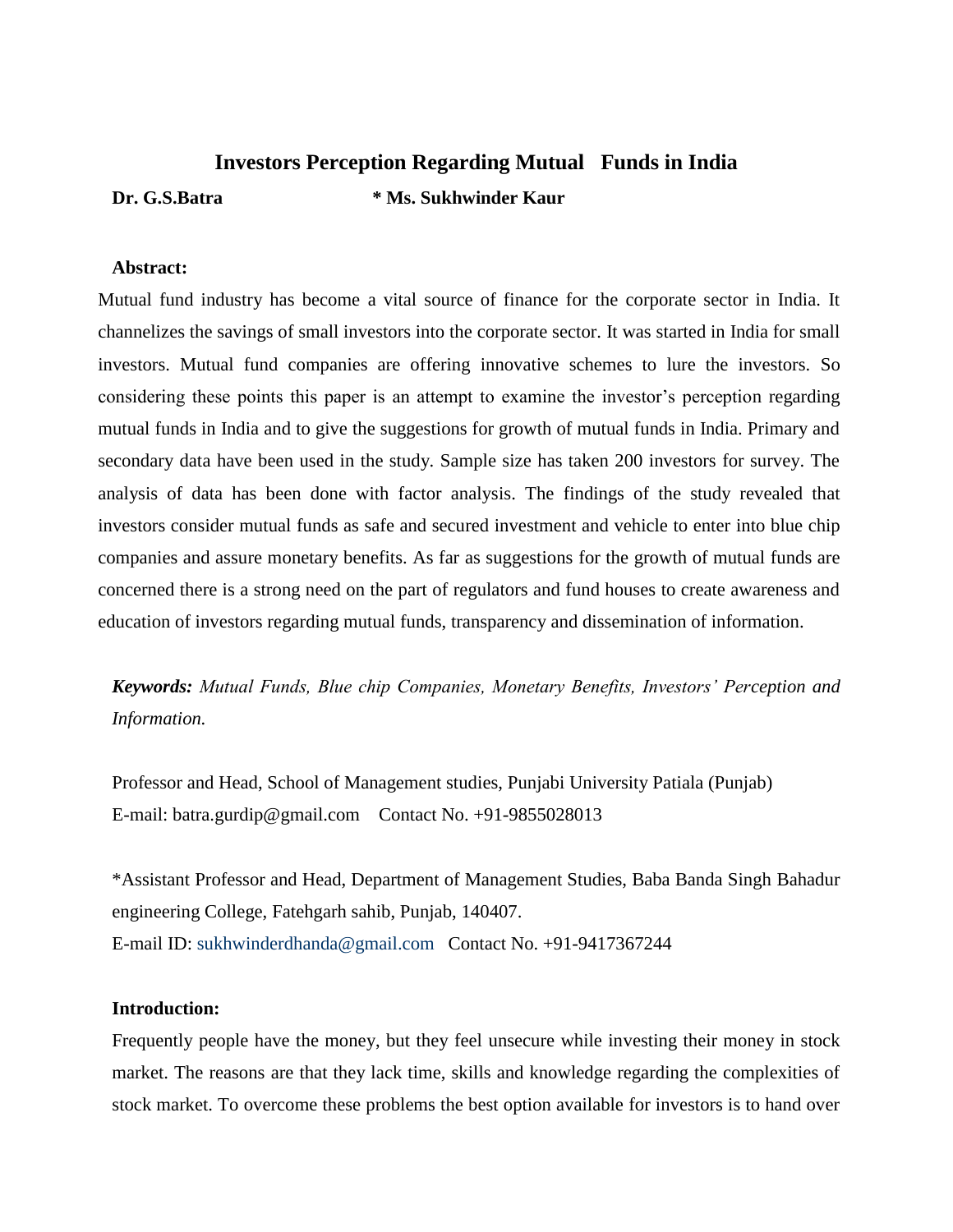# Investors Perception Regarding Mutual Funds in India

**Dr. G.S.Batra** **\* Ms. Sukhwinder Kaur**

**Abstract:**

Mutual fund industry has become a vital source of finance for the corporate sector in India. It channelizes the savings of small investors into the corporate sector. It was started in India for small investors. Mutual fund companies are offering innovative schemes to lure the investors. So considering these points this paper is an attempt to examine the investor's perception regarding mutual funds in India and to give the suggestions for growth of mutual funds in India. Primary and secondary data have been used in the study. Sample size has taken 200 investors for survey. The analysis of data has been done with factor analysis. The findings of the study revealed that investors consider mutual funds as safe and secured investment and vehicle to enter into blue chip companies and assure monetary benefits. As far as suggestions for the growth of mutual funds are concerned there is a strong need on the part of regulators and fund houses to create awareness and education of investors regarding mutual funds, transparency and dissemination of information.

***Keywords:*** *Mutual Funds, Blue chip Companies, Monetary Benefits, Investors' Perception and Information.*

Professor and Head, School of Management studies, Punjabi University Patiala (Punjab)
E-mail: batra.gurdip@gmail.com Contact No. +91-9855028013

*Assistant Professor and Head, Department of Management Studies, Baba Banda Singh Bahadur engineering College, Fatehgarh sahib, Punjab, 140407.
E-mail ID: sukhwinderdhanda@gmail.com Contact No. +91-9417367244

**Introduction:**

Frequently people have the money, but they feel unsecure while investing their money in stock market. The reasons are that they lack time, skills and knowledge regarding the complexities of stock market. To overcome these problems the best option available for investors is to hand over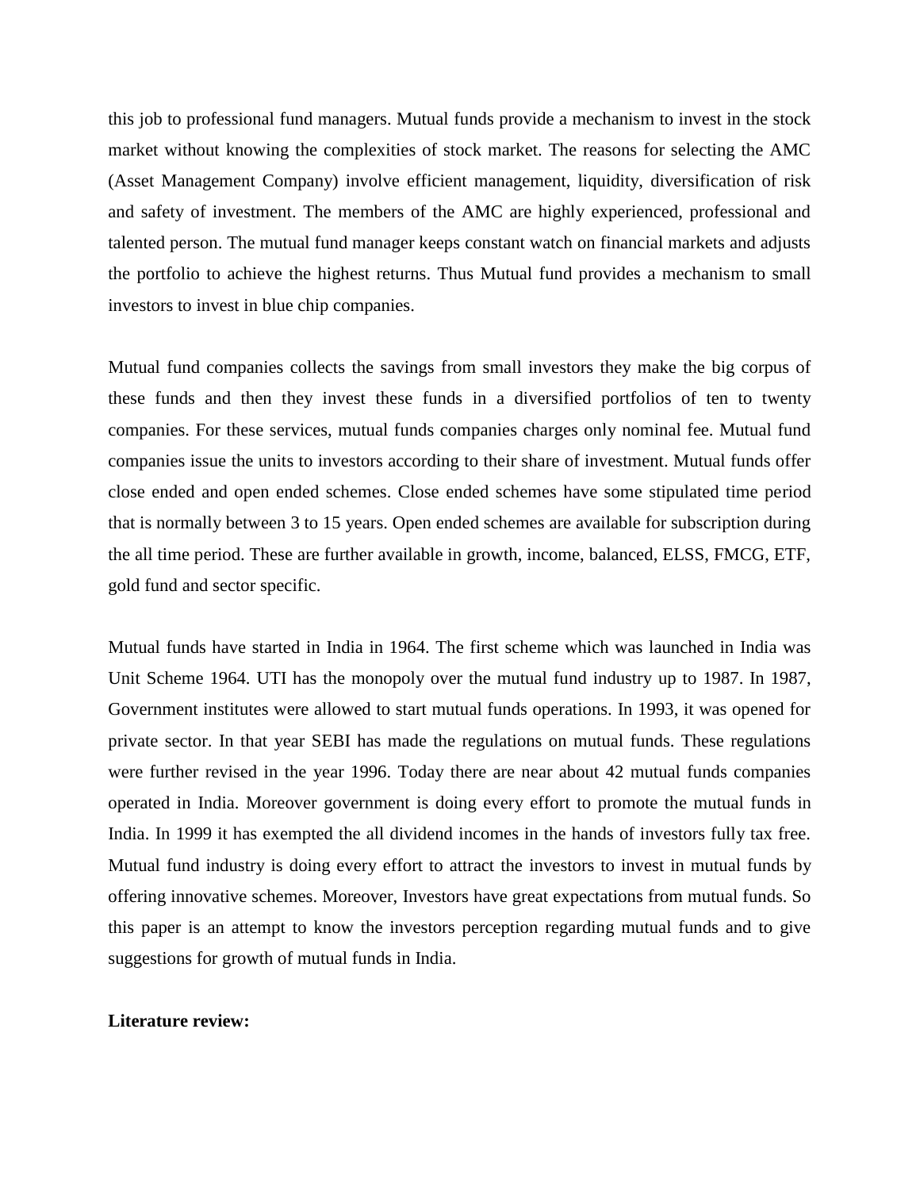this job to professional fund managers. Mutual funds provide a mechanism to invest in the stock market without knowing the complexities of stock market. The reasons for selecting the AMC (Asset Management Company) involve efficient management, liquidity, diversification of risk and safety of investment. The members of the AMC are highly experienced, professional and talented person. The mutual fund manager keeps constant watch on financial markets and adjusts the portfolio to achieve the highest returns. Thus Mutual fund provides a mechanism to small investors to invest in blue chip companies.

Mutual fund companies collects the savings from small investors they make the big corpus of these funds and then they invest these funds in a diversified portfolios of ten to twenty companies. For these services, mutual funds companies charges only nominal fee. Mutual fund companies issue the units to investors according to their share of investment. Mutual funds offer close ended and open ended schemes. Close ended schemes have some stipulated time period that is normally between 3 to 15 years. Open ended schemes are available for subscription during the all time period. These are further available in growth, income, balanced, ELSS, FMCG, ETF, gold fund and sector specific.

Mutual funds have started in India in 1964. The first scheme which was launched in India was Unit Scheme 1964. UTI has the monopoly over the mutual fund industry up to 1987. In 1987, Government institutes were allowed to start mutual funds operations. In 1993, it was opened for private sector. In that year SEBI has made the regulations on mutual funds. These regulations were further revised in the year 1996. Today there are near about 42 mutual funds companies operated in India. Moreover government is doing every effort to promote the mutual funds in India. In 1999 it has exempted the all dividend incomes in the hands of investors fully tax free. Mutual fund industry is doing every effort to attract the investors to invest in mutual funds by offering innovative schemes. Moreover, Investors have great expectations from mutual funds. So this paper is an attempt to know the investors perception regarding mutual funds and to give suggestions for growth of mutual funds in India.

**Literature review:**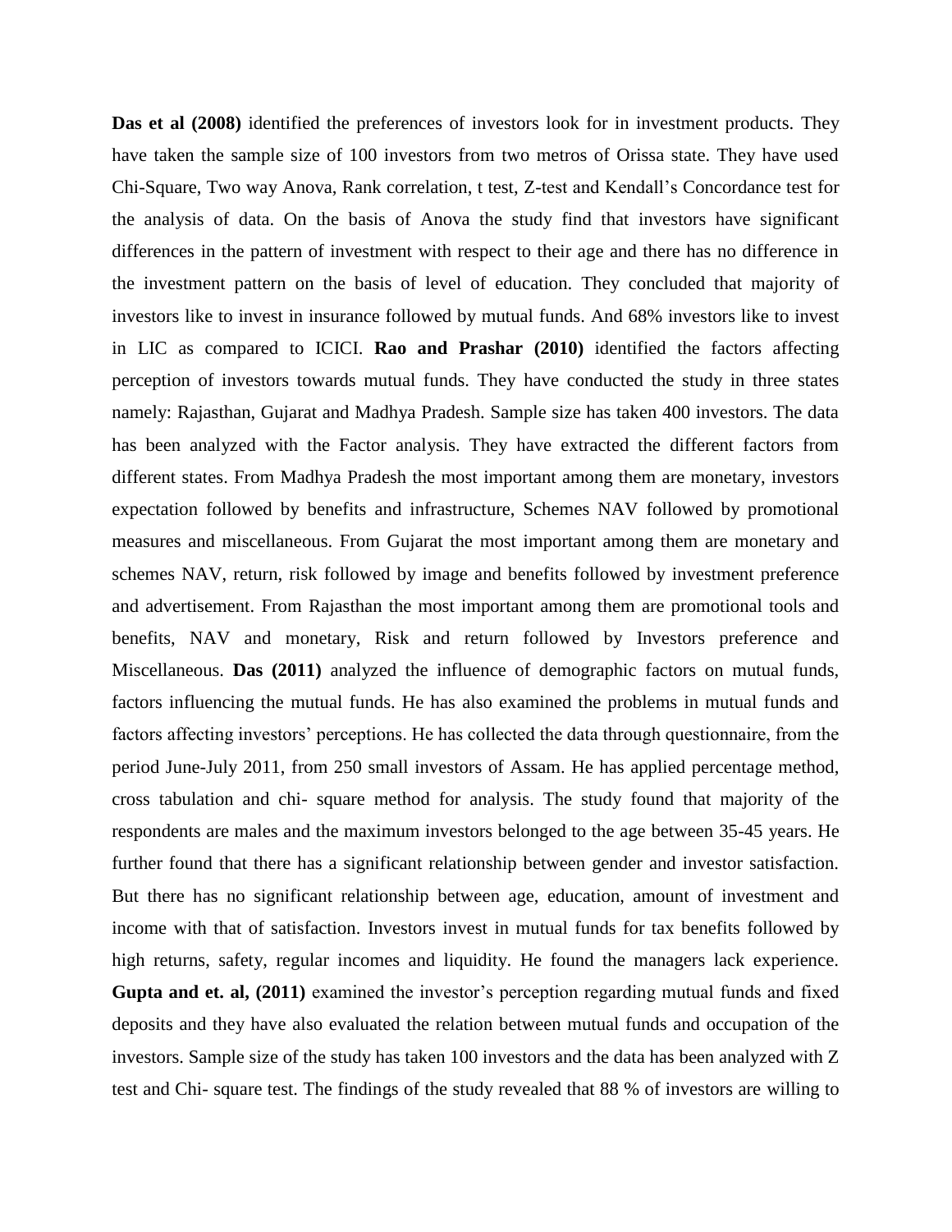**Das et al (2008)** identified the preferences of investors look for in investment products. They have taken the sample size of 100 investors from two metros of Orissa state. They have used Chi-Square, Two way Anova, Rank correlation, t test, Z-test and Kendall's Concordance test for the analysis of data. On the basis of Anova the study find that investors have significant differences in the pattern of investment with respect to their age and there has no difference in the investment pattern on the basis of level of education. They concluded that majority of investors like to invest in insurance followed by mutual funds. And 68% investors like to invest in LIC as compared to ICICI. **Rao and Prashar (2010)** identified the factors affecting perception of investors towards mutual funds. They have conducted the study in three states namely: Rajasthan, Gujarat and Madhya Pradesh. Sample size has taken 400 investors. The data has been analyzed with the Factor analysis. They have extracted the different factors from different states. From Madhya Pradesh the most important among them are monetary, investors expectation followed by benefits and infrastructure, Schemes NAV followed by promotional measures and miscellaneous. From Gujarat the most important among them are monetary and schemes NAV, return, risk followed by image and benefits followed by investment preference and advertisement. From Rajasthan the most important among them are promotional tools and benefits, NAV and monetary, Risk and return followed by Investors preference and Miscellaneous. **Das (2011)** analyzed the influence of demographic factors on mutual funds, factors influencing the mutual funds. He has also examined the problems in mutual funds and factors affecting investors' perceptions. He has collected the data through questionnaire, from the period June-July 2011, from 250 small investors of Assam. He has applied percentage method, cross tabulation and chi- square method for analysis. The study found that majority of the respondents are males and the maximum investors belonged to the age between 35-45 years. He further found that there has a significant relationship between gender and investor satisfaction. But there has no significant relationship between age, education, amount of investment and income with that of satisfaction. Investors invest in mutual funds for tax benefits followed by high returns, safety, regular incomes and liquidity. He found the managers lack experience. **Gupta and et. al, (2011)** examined the investor's perception regarding mutual funds and fixed deposits and they have also evaluated the relation between mutual funds and occupation of the investors. Sample size of the study has taken 100 investors and the data has been analyzed with Z test and Chi- square test. The findings of the study revealed that 88 % of investors are willing to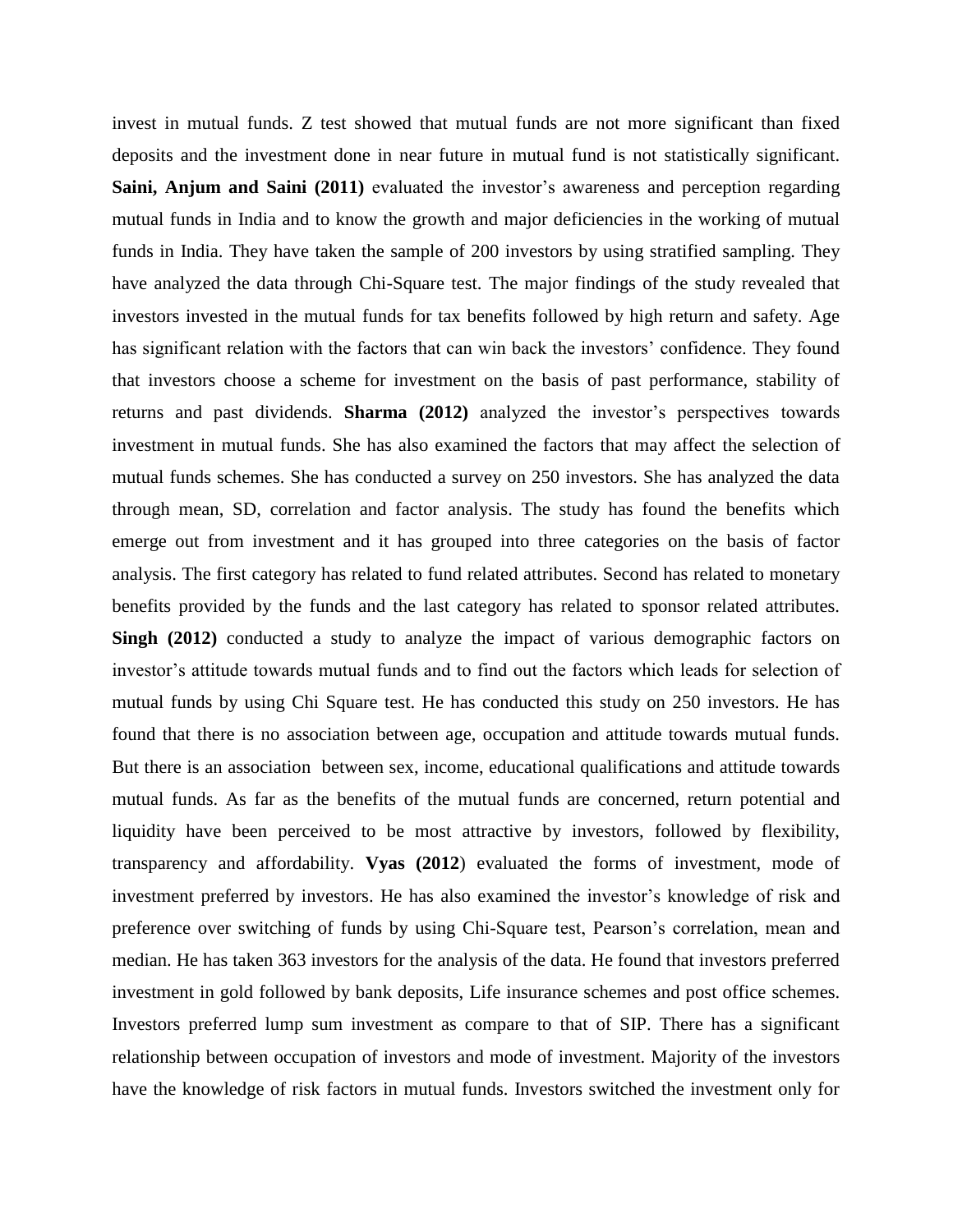invest in mutual funds. Z test showed that mutual funds are not more significant than fixed deposits and the investment done in near future in mutual fund is not statistically significant. **Saini, Anjum and Saini (2011)** evaluated the investor's awareness and perception regarding mutual funds in India and to know the growth and major deficiencies in the working of mutual funds in India. They have taken the sample of 200 investors by using stratified sampling. They have analyzed the data through Chi-Square test. The major findings of the study revealed that investors invested in the mutual funds for tax benefits followed by high return and safety. Age has significant relation with the factors that can win back the investors' confidence. They found that investors choose a scheme for investment on the basis of past performance, stability of returns and past dividends. **Sharma (2012)** analyzed the investor's perspectives towards investment in mutual funds. She has also examined the factors that may affect the selection of mutual funds schemes. She has conducted a survey on 250 investors. She has analyzed the data through mean, SD, correlation and factor analysis. The study has found the benefits which emerge out from investment and it has grouped into three categories on the basis of factor analysis. The first category has related to fund related attributes. Second has related to monetary benefits provided by the funds and the last category has related to sponsor related attributes. **Singh (2012)** conducted a study to analyze the impact of various demographic factors on investor's attitude towards mutual funds and to find out the factors which leads for selection of mutual funds by using Chi Square test. He has conducted this study on 250 investors. He has found that there is no association between age, occupation and attitude towards mutual funds. But there is an association between sex, income, educational qualifications and attitude towards mutual funds. As far as the benefits of the mutual funds are concerned, return potential and liquidity have been perceived to be most attractive by investors, followed by flexibility, transparency and affordability. **Vyas (2012**) evaluated the forms of investment, mode of investment preferred by investors. He has also examined the investor's knowledge of risk and preference over switching of funds by using Chi-Square test, Pearson's correlation, mean and median. He has taken 363 investors for the analysis of the data. He found that investors preferred investment in gold followed by bank deposits, Life insurance schemes and post office schemes. Investors preferred lump sum investment as compare to that of SIP. There has a significant relationship between occupation of investors and mode of investment. Majority of the investors have the knowledge of risk factors in mutual funds. Investors switched the investment only for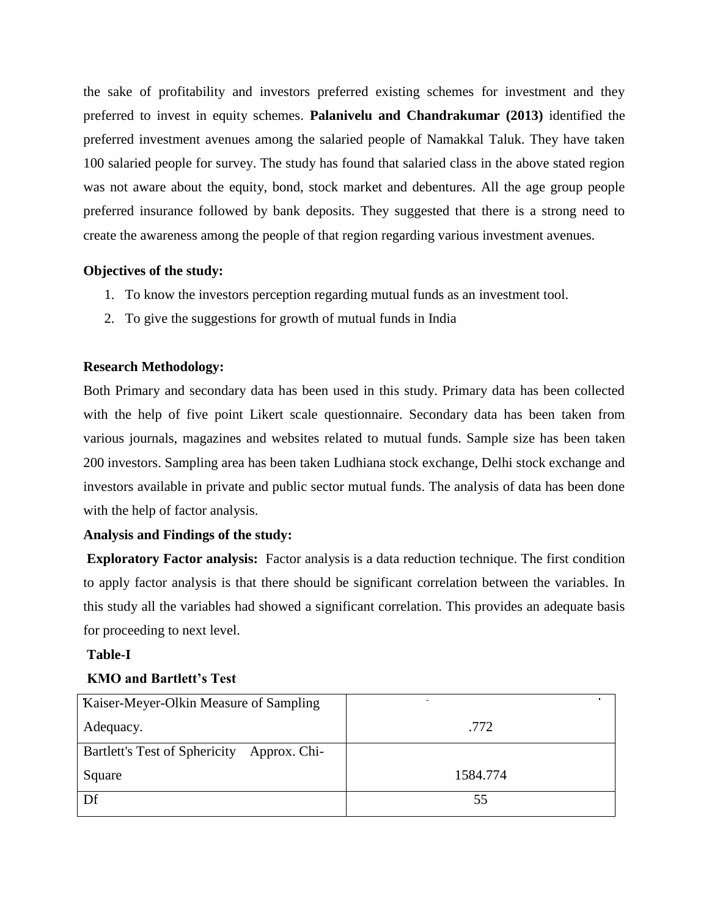the sake of profitability and investors preferred existing schemes for investment and they preferred to invest in equity schemes. **Palanivelu and Chandrakumar (2013)** identified the preferred investment avenues among the salaried people of Namakkal Taluk. They have taken 100 salaried people for survey. The study has found that salaried class in the above stated region was not aware about the equity, bond, stock market and debentures. All the age group people preferred insurance followed by bank deposits. They suggested that there is a strong need to create the awareness among the people of that region regarding various investment avenues.

**Objectives of the study:**

1. To know the investors perception regarding mutual funds as an investment tool.
2. To give the suggestions for growth of mutual funds in India

**Research Methodology:**

Both Primary and secondary data has been used in this study. Primary data has been collected with the help of five point Likert scale questionnaire. Secondary data has been taken from various journals, magazines and websites related to mutual funds. Sample size has been taken 200 investors. Sampling area has been taken Ludhiana stock exchange, Delhi stock exchange and investors available in private and public sector mutual funds. The analysis of data has been done with the help of factor analysis.

**Analysis and Findings of the study:**

**Exploratory Factor analysis:** Factor analysis is a data reduction technique. The first condition to apply factor analysis is that there should be significant correlation between the variables. In this study all the variables had showed a significant correlation. This provides an adequate basis for proceeding to next level.

**Table-I**

**KMO and Bartlett's Test**

| Kaiser-Meyer-Olkin Measure of Sampling Adequacy. | .772 |
|---|---|
| Bartlett's Test of Sphericity Approx. Chi-Square | 1584.774 |
| Df | 55 |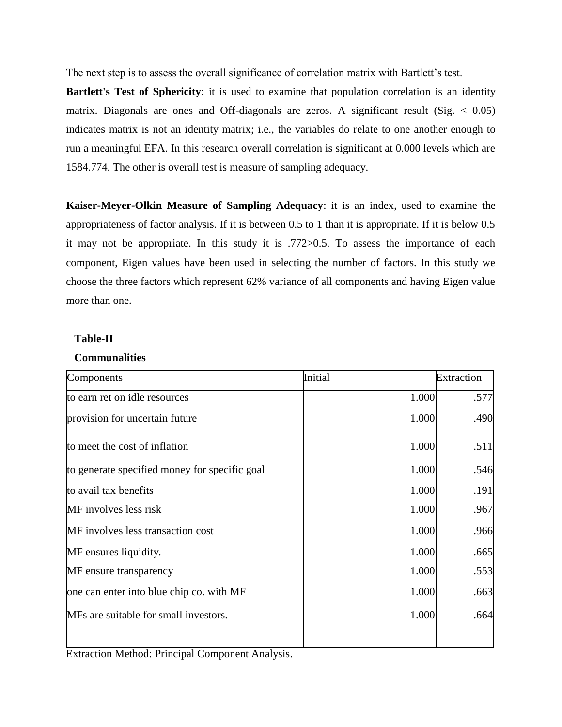The next step is to assess the overall significance of correlation matrix with Bartlett's test.

**Bartlett's Test of Sphericity**: it is used to examine that population correlation is an identity matrix. Diagonals are ones and Off-diagonals are zeros. A significant result (Sig. < 0.05) indicates matrix is not an identity matrix; i.e., the variables do relate to one another enough to run a meaningful EFA. In this research overall correlation is significant at 0.000 levels which are 1584.774. The other is overall test is measure of sampling adequacy.

**Kaiser-Meyer-Olkin Measure of Sampling Adequacy**: it is an index, used to examine the appropriateness of factor analysis. If it is between 0.5 to 1 than it is appropriate. If it is below 0.5 it may not be appropriate. In this study it is .772>0.5. To assess the importance of each component, Eigen values have been used in selecting the number of factors. In this study we choose the three factors which represent 62% variance of all components and having Eigen value more than one.

**Table-II**

**Communalities**

| Components | Initial | Extraction |
|---|---|---|
| to earn ret on idle resources | 1.000 | .577 |
| provision for uncertain future | 1.000 | .490 |
| to meet the cost of inflation | 1.000 | .511 |
| to generate specified money for specific goal | 1.000 | .546 |
| to avail tax benefits | 1.000 | .191 |
| MF involves less risk | 1.000 | .967 |
| MF involves less transaction cost | 1.000 | .966 |
| MF ensures liquidity. | 1.000 | .665 |
| MF ensure transparency | 1.000 | .553 |
| one can enter into blue chip co. with MF | 1.000 | .663 |
| MFs are suitable for small investors. | 1.000 | .664 |

Extraction Method: Principal Component Analysis.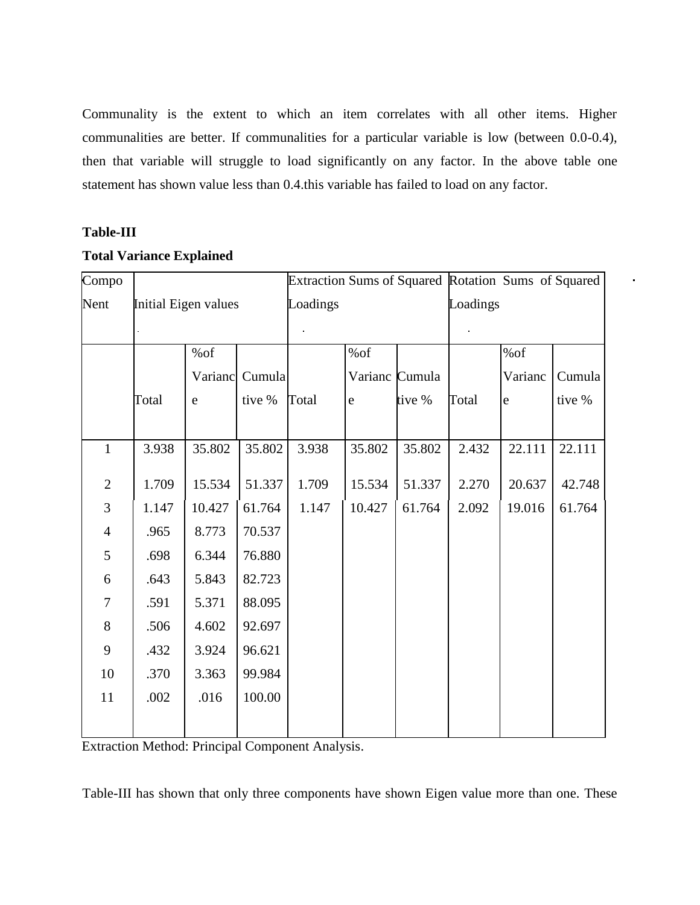Communality is the extent to which an item correlates with all other items. Higher communalities are better. If communalities for a particular variable is low (between 0.0-0.4), then that variable will struggle to load significantly on any factor. In the above table one statement has shown value less than 0.4.this variable has failed to load on any factor.

**Table-III**

**Total Variance Explained**

| Compo Nent | Initial Eigen values | | | Extraction Sums of Squared Loadings | | | Rotation Sums of Squared Loadings | | |
|---|---|---|---|---|---|---|---|---|---|
| | Total | %of Variance | Cumulative % | Total | %of Variance | Cumulative % | Total | %of Variance | Cumulative % |
| 1 | 3.938 | 35.802 | 35.802 | 3.938 | 35.802 | 35.802 | 2.432 | 22.111 | 22.111 |
| 2 | 1.709 | 15.534 | 51.337 | 1.709 | 15.534 | 51.337 | 2.270 | 20.637 | 42.748 |
| 3 | 1.147 | 10.427 | 61.764 | 1.147 | 10.427 | 61.764 | 2.092 | 19.016 | 61.764 |
| 4 | .965 | 8.773 | 70.537 | | | | | | |
| 5 | .698 | 6.344 | 76.880 | | | | | | |
| 6 | .643 | 5.843 | 82.723 | | | | | | |
| 7 | .591 | 5.371 | 88.095 | | | | | | |
| 8 | .506 | 4.602 | 92.697 | | | | | | |
| 9 | .432 | 3.924 | 96.621 | | | | | | |
| 10 | .370 | 3.363 | 99.984 | | | | | | |
| 11 | .002 | .016 | 100.00 | | | | | | |

Extraction Method: Principal Component Analysis.

Table-III has shown that only three components have shown Eigen value more than one. These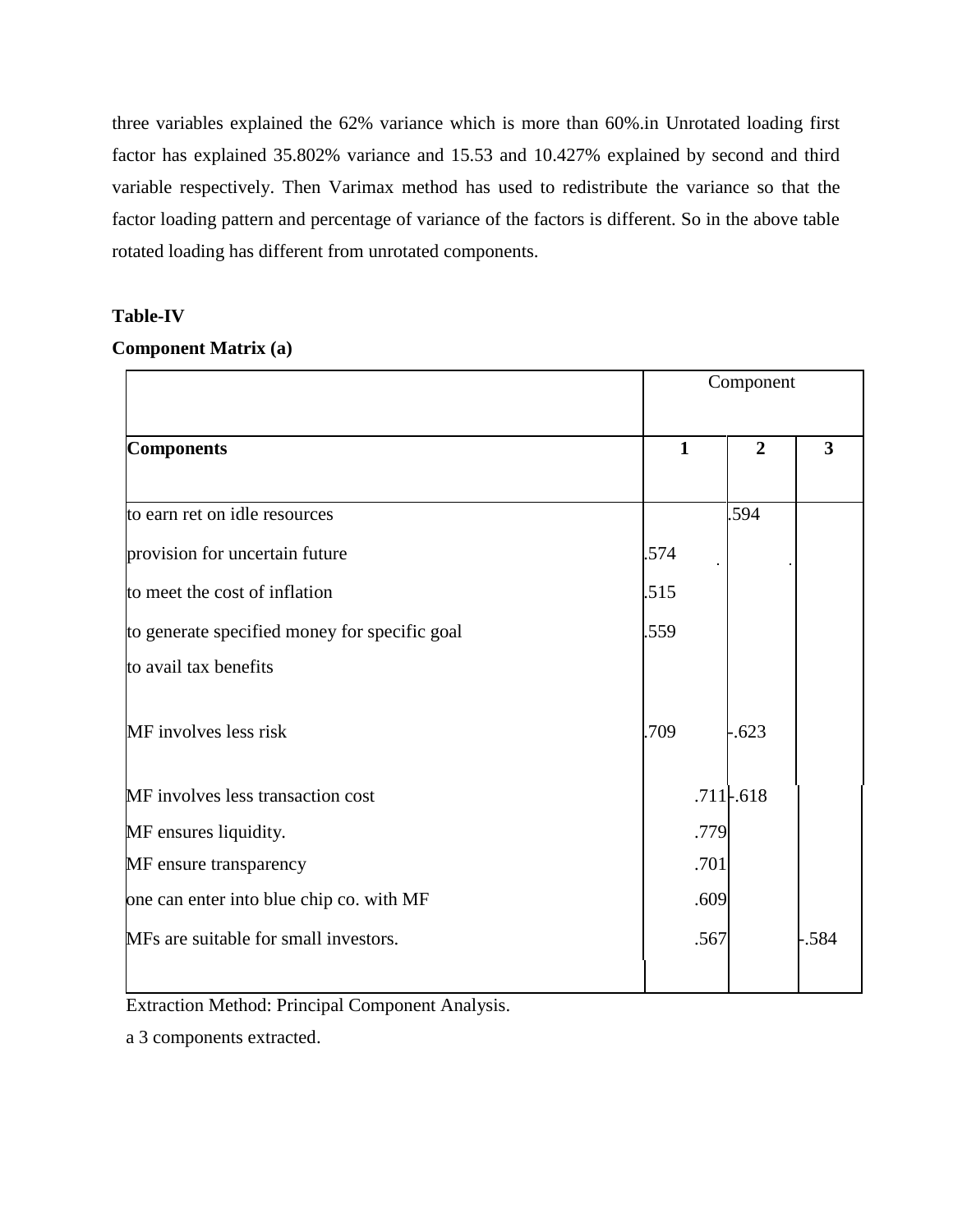three variables explained the 62% variance which is more than 60%.in Unrotated loading first factor has explained 35.802% variance and 15.53 and 10.427% explained by second and third variable respectively. Then Varimax method has used to redistribute the variance so that the factor loading pattern and percentage of variance of the factors is different. So in the above table rotated loading has different from unrotated components.

**Table-IV**

**Component Matrix (a)**

| | Component | | |
|---|---|---|---|
| **Components** | **1** | **2** | **3** |
| to earn ret on idle resources | | .594 | |
| provision for uncertain future | .574 | | |
| to meet the cost of inflation | .515 | | |
| to generate specified money for specific goal | .559 | | |
| to avail tax benefits | | | |
| MF involves less risk | .709 | -.623 | |
| MF involves less transaction cost | .711 | -.618 | |
| MF ensures liquidity. | .779 | | |
| MF ensure transparency | .701 | | |
| one can enter into blue chip co. with MF | .609 | | |
| MFs are suitable for small investors. | .567 | | -.584 |

Extraction Method: Principal Component Analysis.

a 3 components extracted.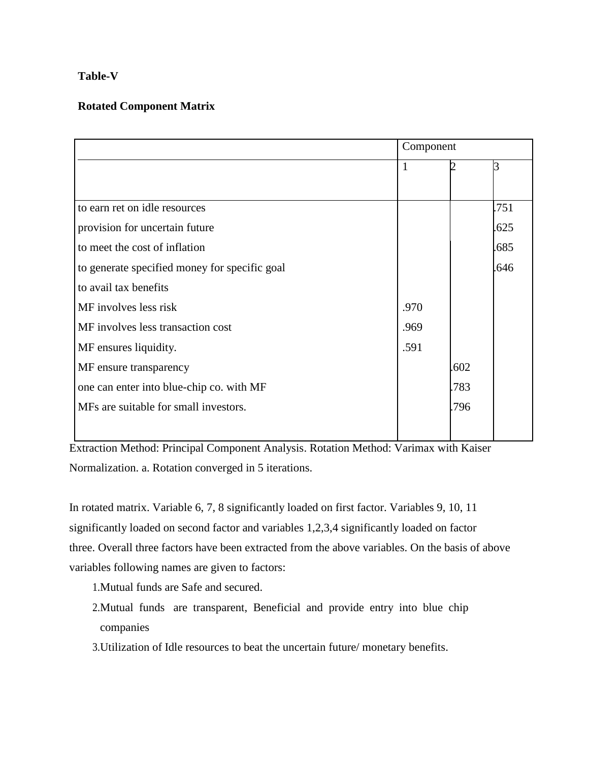**Table-V**

**Rotated Component Matrix**

| | Component | | |
|---|---|---|---|
| | 1 | 2 | 3 |
| to earn ret on idle resources | | | .751 |
| provision for uncertain future | | | .625 |
| to meet the cost of inflation | | | .685 |
| to generate specified money for specific goal | | | .646 |
| to avail tax benefits | | | |
| MF involves less risk | .970 | | |
| MF involves less transaction cost | .969 | | |
| MF ensures liquidity. | .591 | | |
| MF ensure transparency | | .602 | |
| one can enter into blue-chip co. with MF | | .783 | |
| MFs are suitable for small investors. | | .796 | |

Extraction Method: Principal Component Analysis. Rotation Method: Varimax with Kaiser Normalization. a. Rotation converged in 5 iterations.

In rotated matrix. Variable 6, 7, 8 significantly loaded on first factor. Variables 9, 10, 11 significantly loaded on second factor and variables 1,2,3,4 significantly loaded on factor three. Overall three factors have been extracted from the above variables. On the basis of above variables following names are given to factors:

1. Mutual funds are Safe and secured.
2. Mutual funds are transparent, Beneficial and provide entry into blue chip companies
3. Utilization of Idle resources to beat the uncertain future/ monetary benefits.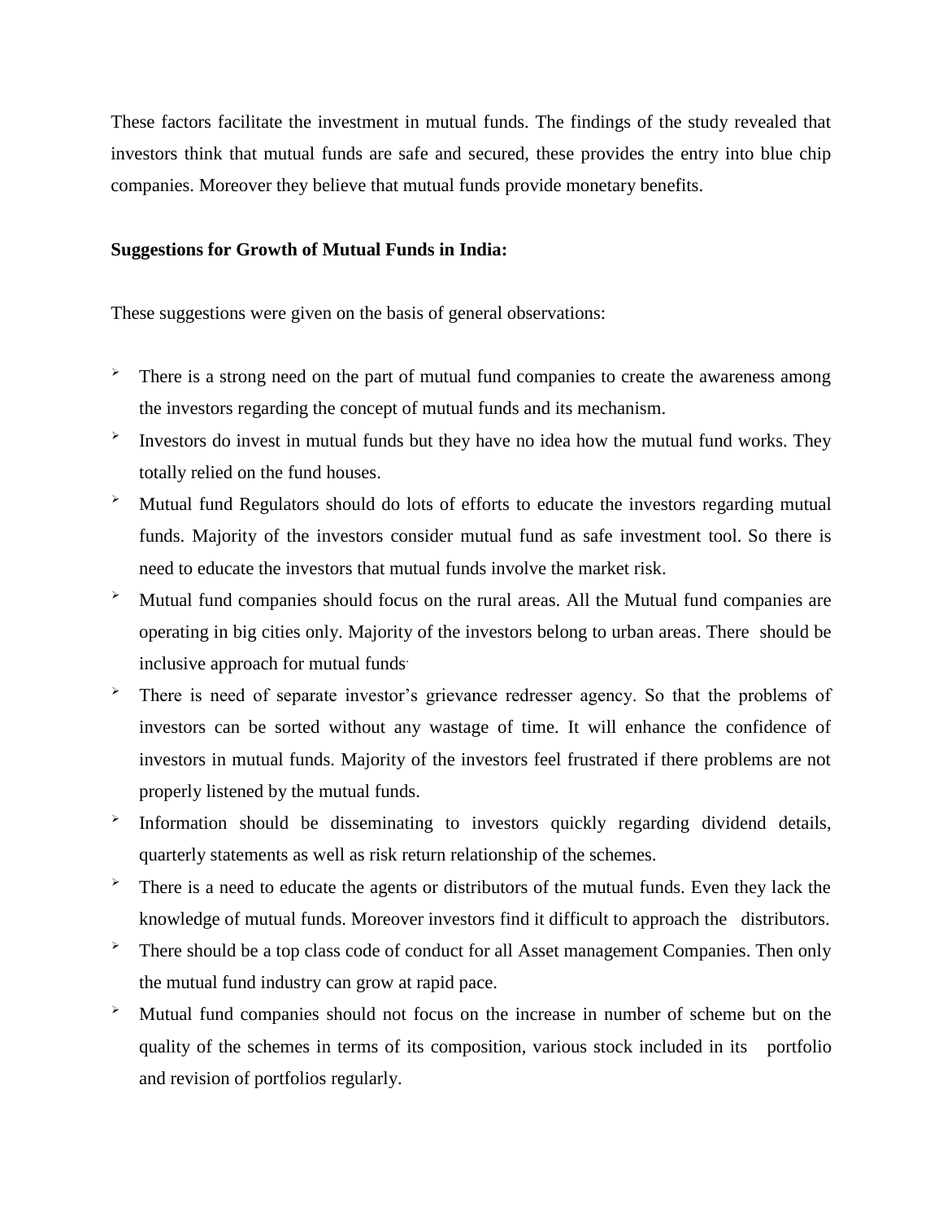These factors facilitate the investment in mutual funds. The findings of the study revealed that investors think that mutual funds are safe and secured, these provides the entry into blue chip companies. Moreover they believe that mutual funds provide monetary benefits.

**Suggestions for Growth of Mutual Funds in India:**

These suggestions were given on the basis of general observations:

- There is a strong need on the part of mutual fund companies to create the awareness among the investors regarding the concept of mutual funds and its mechanism.
- Investors do invest in mutual funds but they have no idea how the mutual fund works. They totally relied on the fund houses.
- Mutual fund Regulators should do lots of efforts to educate the investors regarding mutual funds. Majority of the investors consider mutual fund as safe investment tool. So there is need to educate the investors that mutual funds involve the market risk.
- Mutual fund companies should focus on the rural areas. All the Mutual fund companies are operating in big cities only. Majority of the investors belong to urban areas. There should be inclusive approach for mutual funds.
- There is need of separate investor's grievance redresser agency. So that the problems of investors can be sorted without any wastage of time. It will enhance the confidence of investors in mutual funds. Majority of the investors feel frustrated if there problems are not properly listened by the mutual funds.
- Information should be disseminating to investors quickly regarding dividend details, quarterly statements as well as risk return relationship of the schemes.
- There is a need to educate the agents or distributors of the mutual funds. Even they lack the knowledge of mutual funds. Moreover investors find it difficult to approach the distributors.
- There should be a top class code of conduct for all Asset management Companies. Then only the mutual fund industry can grow at rapid pace.
- Mutual fund companies should not focus on the increase in number of scheme but on the quality of the schemes in terms of its composition, various stock included in its portfolio and revision of portfolios regularly.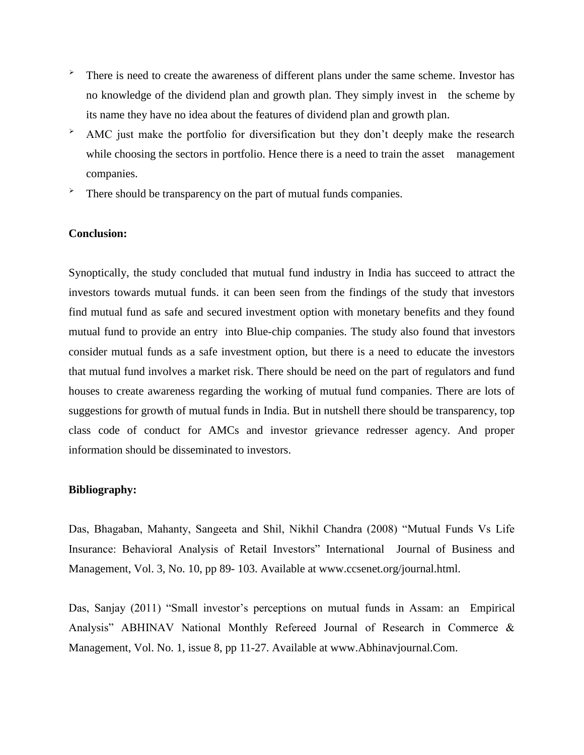- There is need to create the awareness of different plans under the same scheme. Investor has no knowledge of the dividend plan and growth plan. They simply invest in the scheme by its name they have no idea about the features of dividend plan and growth plan.
- AMC just make the portfolio for diversification but they don't deeply make the research while choosing the sectors in portfolio. Hence there is a need to train the asset management companies.
- There should be transparency on the part of mutual funds companies.

**Conclusion:**

Synoptically, the study concluded that mutual fund industry in India has succeed to attract the investors towards mutual funds. it can been seen from the findings of the study that investors find mutual fund as safe and secured investment option with monetary benefits and they found mutual fund to provide an entry into Blue-chip companies. The study also found that investors consider mutual funds as a safe investment option, but there is a need to educate the investors that mutual fund involves a market risk. There should be need on the part of regulators and fund houses to create awareness regarding the working of mutual fund companies. There are lots of suggestions for growth of mutual funds in India. But in nutshell there should be transparency, top class code of conduct for AMCs and investor grievance redresser agency. And proper information should be disseminated to investors.

**Bibliography:**

Das, Bhagaban, Mahanty, Sangeeta and Shil, Nikhil Chandra (2008) "Mutual Funds Vs Life Insurance: Behavioral Analysis of Retail Investors" International Journal of Business and Management, Vol. 3, No. 10, pp 89- 103. Available at www.ccsenet.org/journal.html.

Das, Sanjay (2011) "Small investor's perceptions on mutual funds in Assam: an Empirical Analysis" ABHINAV National Monthly Refereed Journal of Research in Commerce & Management, Vol. No. 1, issue 8, pp 11-27. Available at www.Abhinavjournal.Com.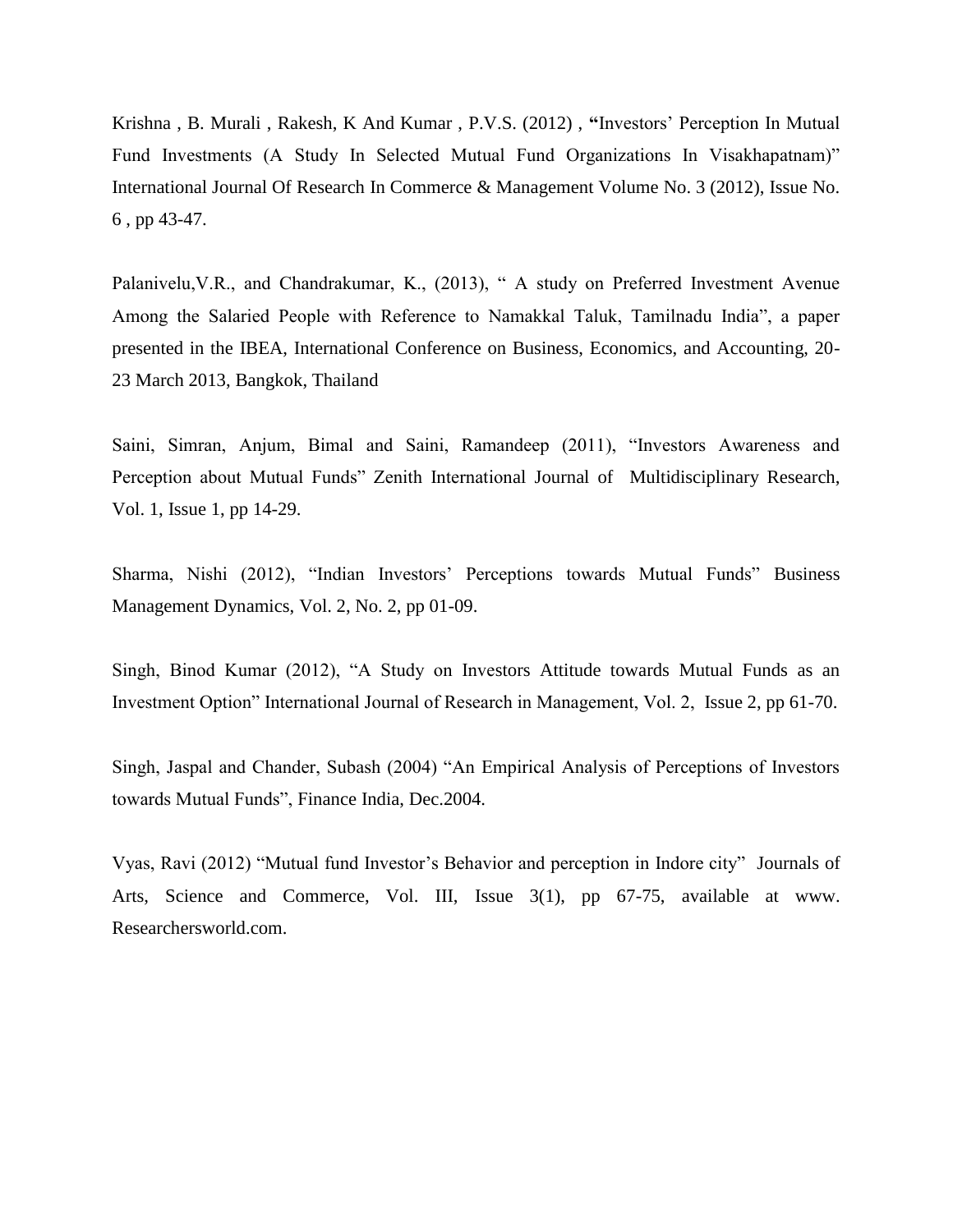Krishna , B. Murali , Rakesh, K And Kumar , P.V.S. (2012) , **"**Investors' Perception In Mutual Fund Investments (A Study In Selected Mutual Fund Organizations In Visakhapatnam)" International Journal Of Research In Commerce & Management Volume No. 3 (2012), Issue No. 6 , pp 43-47.

Palanivelu,V.R., and Chandrakumar, K., (2013), " A study on Preferred Investment Avenue Among the Salaried People with Reference to Namakkal Taluk, Tamilnadu India", a paper presented in the IBEA, International Conference on Business, Economics, and Accounting, 20-23 March 2013, Bangkok, Thailand

Saini, Simran, Anjum, Bimal and Saini, Ramandeep (2011), "Investors Awareness and Perception about Mutual Funds" Zenith International Journal of Multidisciplinary Research, Vol. 1, Issue 1, pp 14-29.

Sharma, Nishi (2012), "Indian Investors' Perceptions towards Mutual Funds" Business Management Dynamics, Vol. 2, No. 2, pp 01-09.

Singh, Binod Kumar (2012), "A Study on Investors Attitude towards Mutual Funds as an Investment Option" International Journal of Research in Management, Vol. 2, Issue 2, pp 61-70.

Singh, Jaspal and Chander, Subash (2004) "An Empirical Analysis of Perceptions of Investors towards Mutual Funds", Finance India, Dec.2004.

Vyas, Ravi (2012) "Mutual fund Investor's Behavior and perception in Indore city" Journals of Arts, Science and Commerce, Vol. III, Issue 3(1), pp 67-75, available at www. Researchersworld.com.